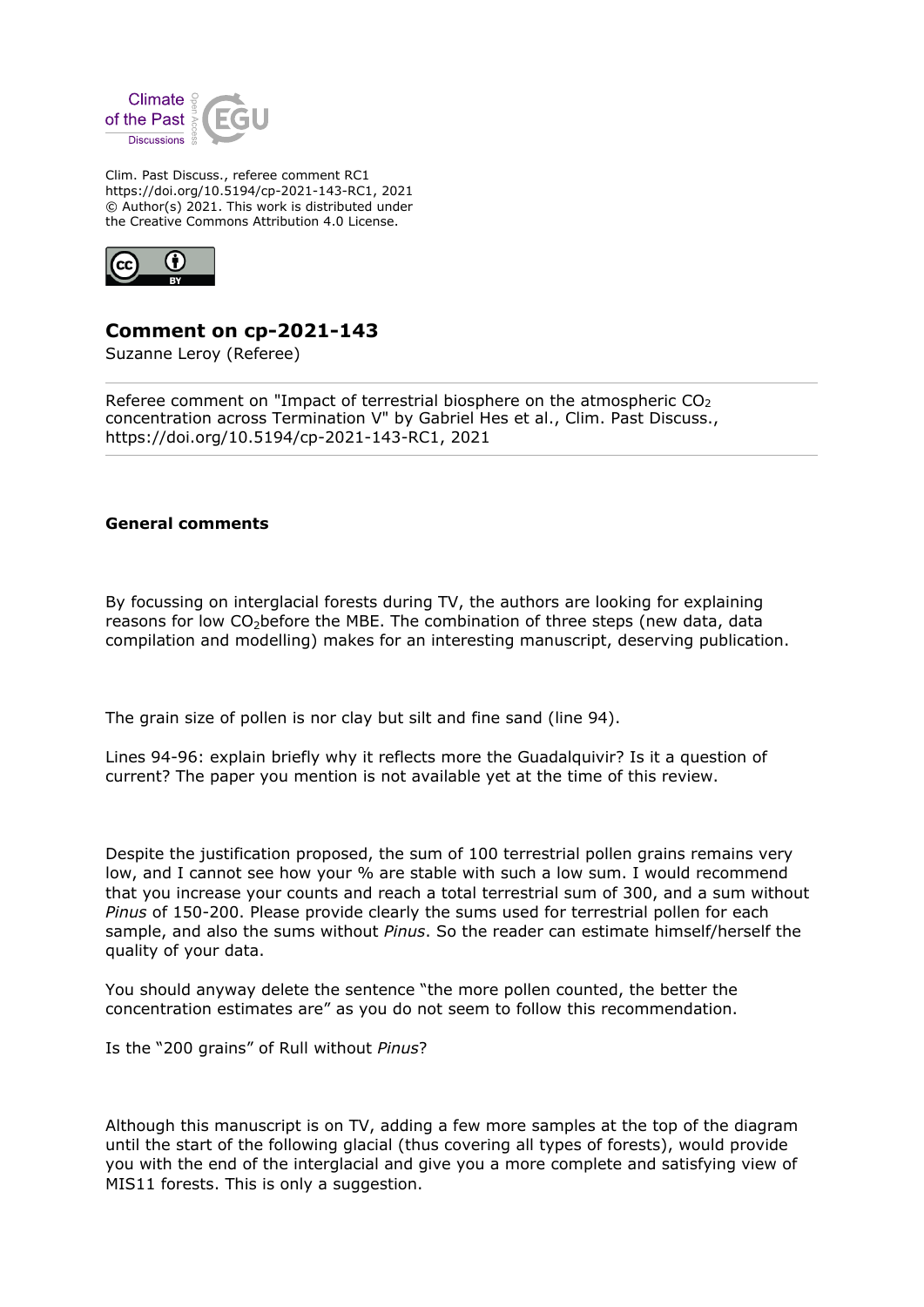Clim. Past Discuss., referee comment RC1
https://doi.org/10.5194/cp-2021-143-RC1, 2021
© Author(s) 2021. This work is distributed under
the Creative Commons Attribution 4.0 License.

# Comment on cp-2021-143

Suzanne Leroy (Referee)

Referee comment on "Impact of terrestrial biosphere on the atmospheric $CO_2$ concentration across Termination V" by Gabriel Hes et al., Clim. Past Discuss., https://doi.org/10.5194/cp-2021-143-RC1, 2021

### General comments

By focussing on interglacial forests during TV, the authors are looking for explaining reasons for low $CO_2$before the MBE. The combination of three steps (new data, data compilation and modelling) makes for an interesting manuscript, deserving publication.

The grain size of pollen is nor clay but silt and fine sand (line 94).

Lines 94-96: explain briefly why it reflects more the Guadalquivir? Is it a question of current? The paper you mention is not available yet at the time of this review.

Despite the justification proposed, the sum of 100 terrestrial pollen grains remains very low, and I cannot see how your % are stable with such a low sum. I would recommend that you increase your counts and reach a total terrestrial sum of 300, and a sum without *Pinus* of 150-200. Please provide clearly the sums used for terrestrial pollen for each sample, and also the sums without *Pinus*. So the reader can estimate himself/herself the quality of your data.

You should anyway delete the sentence "the more pollen counted, the better the concentration estimates are" as you do not seem to follow this recommendation.

Is the "200 grains" of Rull without *Pinus*?

Although this manuscript is on TV, adding a few more samples at the top of the diagram until the start of the following glacial (thus covering all types of forests), would provide you with the end of the interglacial and give you a more complete and satisfying view of MIS11 forests. This is only a suggestion.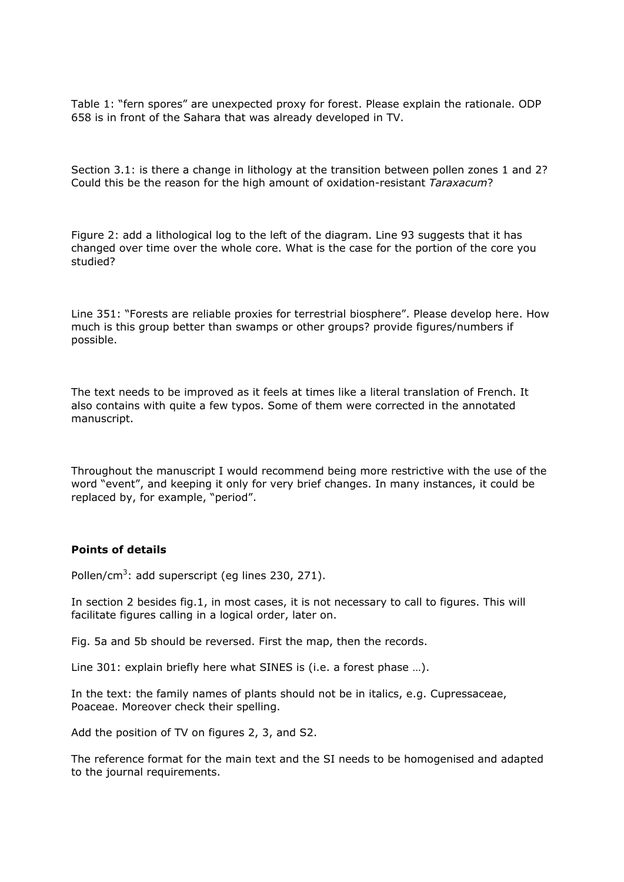Table 1: "fern spores" are unexpected proxy for forest. Please explain the rationale. ODP 658 is in front of the Sahara that was already developed in TV.

Section 3.1: is there a change in lithology at the transition between pollen zones 1 and 2? Could this be the reason for the high amount of oxidation-resistant *Taraxacum*?

Figure 2: add a lithological log to the left of the diagram. Line 93 suggests that it has changed over time over the whole core. What is the case for the portion of the core you studied?

Line 351: "Forests are reliable proxies for terrestrial biosphere". Please develop here. How much is this group better than swamps or other groups? provide figures/numbers if possible.

The text needs to be improved as it feels at times like a literal translation of French. It also contains with quite a few typos. Some of them were corrected in the annotated manuscript.

Throughout the manuscript I would recommend being more restrictive with the use of the word "event", and keeping it only for very brief changes. In many instances, it could be replaced by, for example, "period".

**Points of details**

Pollen/cm$^3$: add superscript (eg lines 230, 271).

In section 2 besides fig.1, in most cases, it is not necessary to call to figures. This will facilitate figures calling in a logical order, later on.

Fig. 5a and 5b should be reversed. First the map, then the records.

Line 301: explain briefly here what SINES is (i.e. a forest phase …).

In the text: the family names of plants should not be in italics, e.g. Cupressaceae, Poaceae. Moreover check their spelling.

Add the position of TV on figures 2, 3, and S2.

The reference format for the main text and the SI needs to be homogenised and adapted to the journal requirements.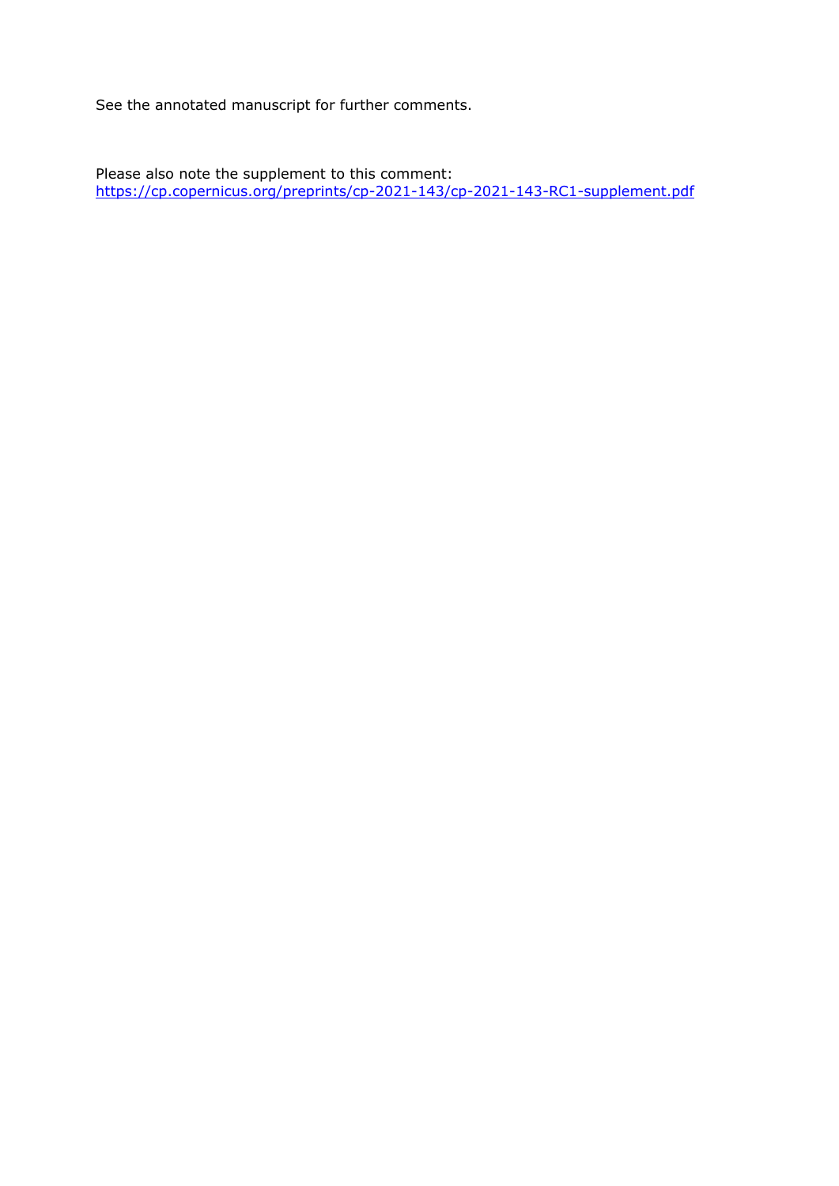See the annotated manuscript for further comments.

Please also note the supplement to this comment:
https://cp.copernicus.org/preprints/cp-2021-143/cp-2021-143-RC1-supplement.pdf